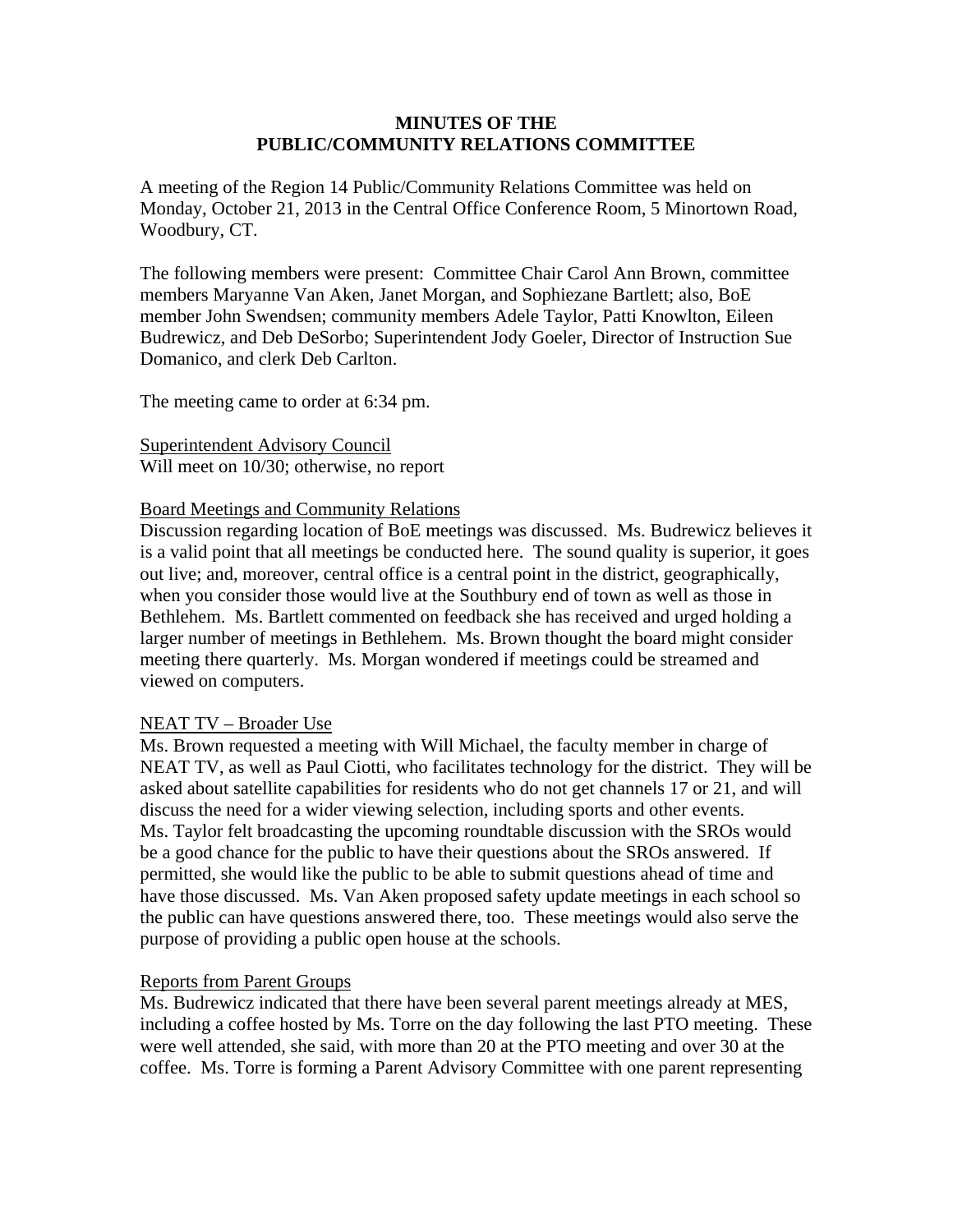# MINUTES OF THE
# PUBLIC/COMMUNITY RELATIONS COMMITTEE

A meeting of the Region 14 Public/Community Relations Committee was held on Monday, October 21, 2013 in the Central Office Conference Room, 5 Minortown Road, Woodbury, CT.

The following members were present: Committee Chair Carol Ann Brown, committee members Maryanne Van Aken, Janet Morgan, and Sophiezane Bartlett; also, BoE member John Swendsen; community members Adele Taylor, Patti Knowlton, Eileen Budrewicz, and Deb DeSorbo; Superintendent Jody Goeler, Director of Instruction Sue Domanico, and clerk Deb Carlton.

The meeting came to order at 6:34 pm.

<u>Superintendent Advisory Council</u>
Will meet on 10/30; otherwise, no report

<u>Board Meetings and Community Relations</u>
Discussion regarding location of BoE meetings was discussed. Ms. Budrewicz believes it is a valid point that all meetings be conducted here. The sound quality is superior, it goes out live; and, moreover, central office is a central point in the district, geographically, when you consider those would live at the Southbury end of town as well as those in Bethlehem. Ms. Bartlett commented on feedback she has received and urged holding a larger number of meetings in Bethlehem. Ms. Brown thought the board might consider meeting there quarterly. Ms. Morgan wondered if meetings could be streamed and viewed on computers.

<u>NEAT TV – Broader Use</u>
Ms. Brown requested a meeting with Will Michael, the faculty member in charge of NEAT TV, as well as Paul Ciotti, who facilitates technology for the district. They will be asked about satellite capabilities for residents who do not get channels 17 or 21, and will discuss the need for a wider viewing selection, including sports and other events. Ms. Taylor felt broadcasting the upcoming roundtable discussion with the SROs would be a good chance for the public to have their questions about the SROs answered. If permitted, she would like the public to be able to submit questions ahead of time and have those discussed. Ms. Van Aken proposed safety update meetings in each school so the public can have questions answered there, too. These meetings would also serve the purpose of providing a public open house at the schools.

<u>Reports from Parent Groups</u>
Ms. Budrewicz indicated that there have been several parent meetings already at MES, including a coffee hosted by Ms. Torre on the day following the last PTO meeting. These were well attended, she said, with more than 20 at the PTO meeting and over 30 at the coffee. Ms. Torre is forming a Parent Advisory Committee with one parent representing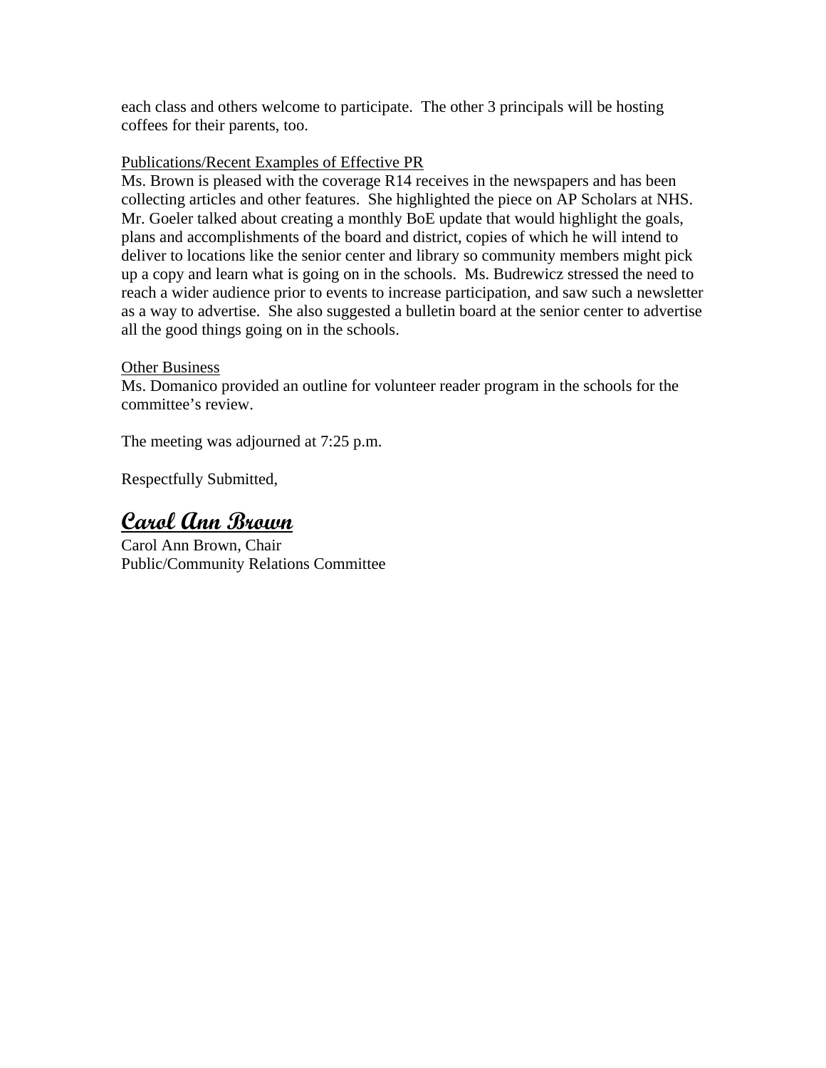each class and others welcome to participate. The other 3 principals will be hosting coffees for their parents, too.

Publications/Recent Examples of Effective PR

Ms. Brown is pleased with the coverage R14 receives in the newspapers and has been collecting articles and other features. She highlighted the piece on AP Scholars at NHS. Mr. Goeler talked about creating a monthly BoE update that would highlight the goals, plans and accomplishments of the board and district, copies of which he will intend to deliver to locations like the senior center and library so community members might pick up a copy and learn what is going on in the schools. Ms. Budrewicz stressed the need to reach a wider audience prior to events to increase participation, and saw such a newsletter as a way to advertise. She also suggested a bulletin board at the senior center to advertise all the good things going on in the schools.

Other Business

Ms. Domanico provided an outline for volunteer reader program in the schools for the committee's review.

The meeting was adjourned at 7:25 p.m.

Respectfully Submitted,

**Carol Ann Brown**

Carol Ann Brown, Chair
Public/Community Relations Committee